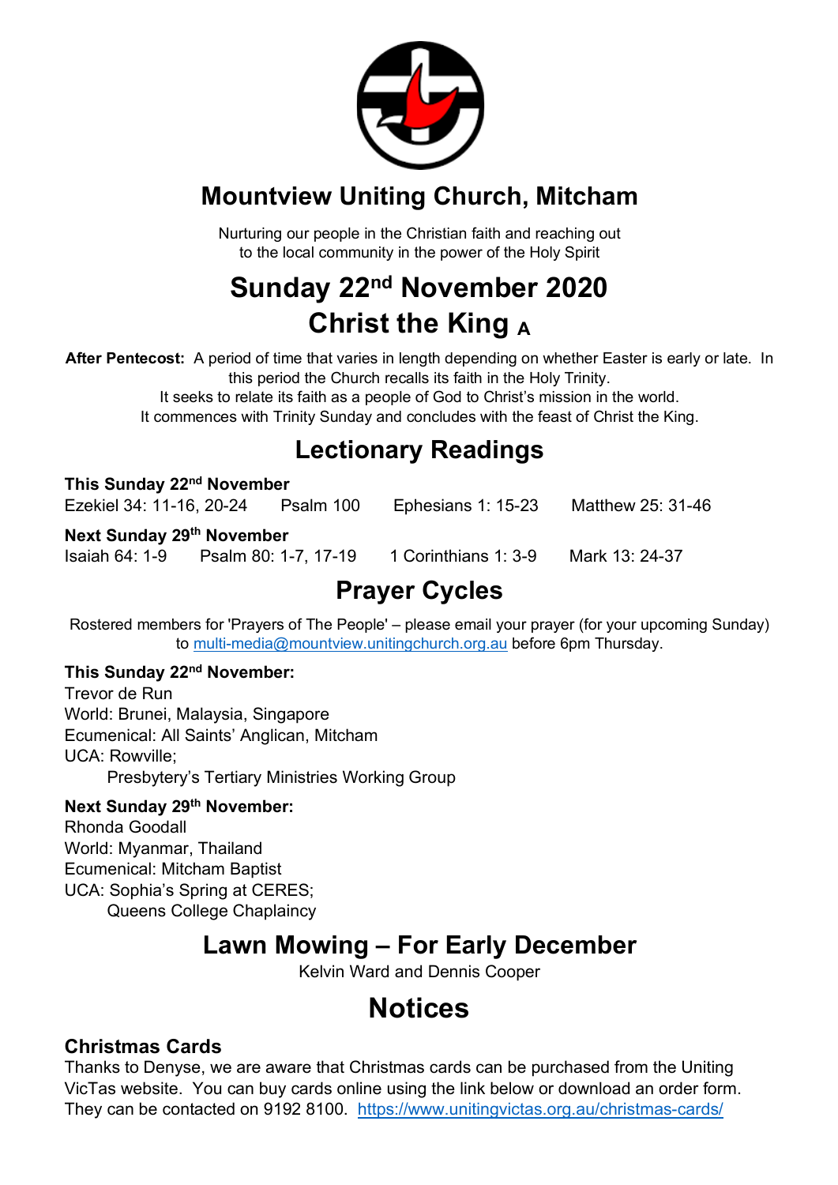# Mountview Uniting Church, Mitcham

Nurturing our people in the Christian faith and reaching out
to the local community in the power of the Holy Spirit

# Sunday 22nd November 2020
# Christ the King A

**After Pentecost:** A period of time that varies in length depending on whether Easter is early or late. In this period the Church recalls its faith in the Holy Trinity.
It seeks to relate its faith as a people of God to Christ's mission in the world.
It commences with Trinity Sunday and concludes with the feast of Christ the King.

## Lectionary Readings

**This Sunday 22nd November**
Ezekiel 34: 11-16, 20-24 Psalm 100 Ephesians 1: 15-23 Matthew 25: 31-46

**Next Sunday 29th November**
Isaiah 64: 1-9 Psalm 80: 1-7, 17-19 1 Corinthians 1: 3-9 Mark 13: 24-37

## Prayer Cycles

Rostered members for 'Prayers of The People' – please email your prayer (for your upcoming Sunday) to multi-media@mountview.unitingchurch.org.au before 6pm Thursday.

**This Sunday 22nd November:**
Trevor de Run
World: Brunei, Malaysia, Singapore
Ecumenical: All Saints' Anglican, Mitcham
UCA: Rowville;
Presbytery's Tertiary Ministries Working Group

**Next Sunday 29th November:**
Rhonda Goodall
World: Myanmar, Thailand
Ecumenical: Mitcham Baptist
UCA: Sophia's Spring at CERES;
Queens College Chaplaincy

## Lawn Mowing – For Early December

Kelvin Ward and Dennis Cooper

# Notices

### Christmas Cards

Thanks to Denyse, we are aware that Christmas cards can be purchased from the Uniting VicTas website. You can buy cards online using the link below or download an order form. They can be contacted on 9192 8100. https://www.unitingvictas.org.au/christmas-cards/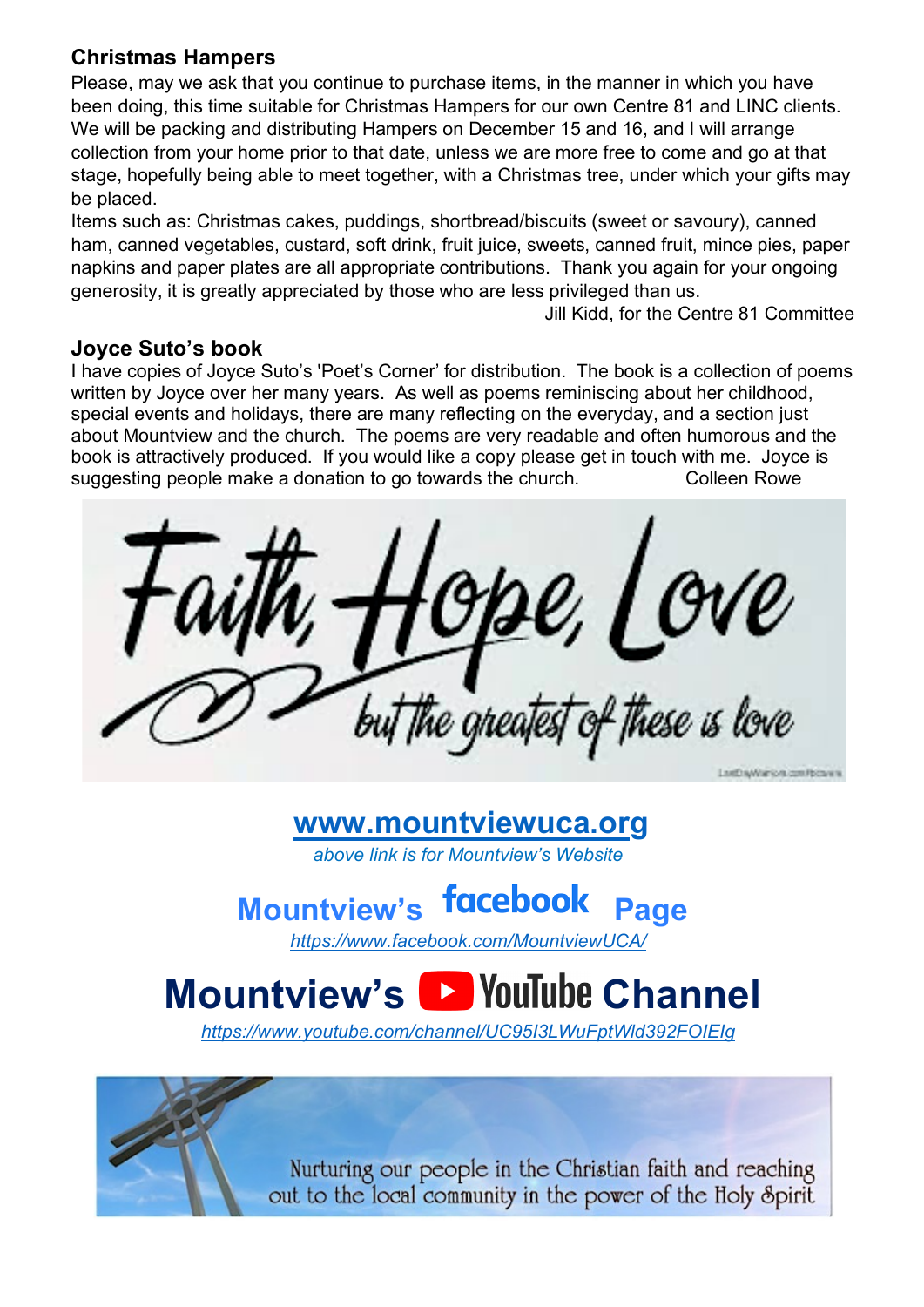### Christmas Hampers

Please, may we ask that you continue to purchase items, in the manner in which you have been doing, this time suitable for Christmas Hampers for our own Centre 81 and LINC clients. We will be packing and distributing Hampers on December 15 and 16, and I will arrange collection from your home prior to that date, unless we are more free to come and go at that stage, hopefully being able to meet together, with a Christmas tree, under which your gifts may be placed.

Items such as: Christmas cakes, puddings, shortbread/biscuits (sweet or savoury), canned ham, canned vegetables, custard, soft drink, fruit juice, sweets, canned fruit, mince pies, paper napkins and paper plates are all appropriate contributions. Thank you again for your ongoing generosity, it is greatly appreciated by those who are less privileged than us.

Jill Kidd, for the Centre 81 Committee

### Joyce Suto's book

I have copies of Joyce Suto's 'Poet's Corner' for distribution. The book is a collection of poems written by Joyce over her many years. As well as poems reminiscing about her childhood, special events and holidays, there are many reflecting on the everyday, and a section just about Mountview and the church. The poems are very readable and often humorous and the book is attractively produced. If you would like a copy please get in touch with me. Joyce is suggesting people make a donation to go towards the church. Colleen Rowe

Faith, Hope, Love

but the greatest of these is love

**www.mountviewuca.org**

*above link is for Mountview's Website*

**Mountview's facebook Page**

*https://www.facebook.com/MountviewUCA/*

**Mountview's YouTube Channel**

*https://www.youtube.com/channel/UC95I3LWuFptWld392FOIElg*

Nurturing our people in the Christian faith and reaching out to the local community in the power of the Holy Spirit